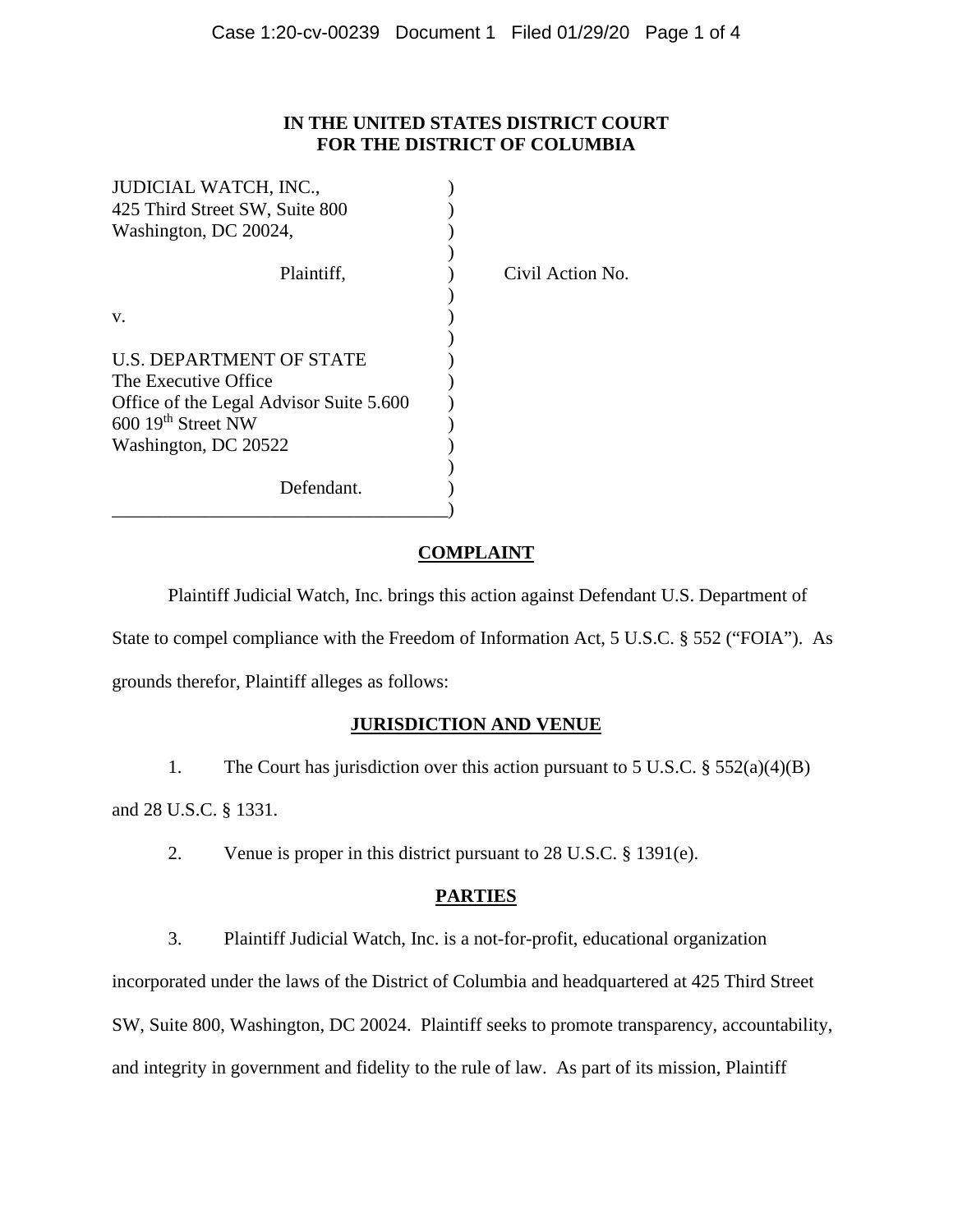**IN THE UNITED STATES DISTRICT COURT**
**FOR THE DISTRICT OF COLUMBIA**

| | | |
|---|---|---|
| JUDICIAL WATCH, INC.,<br>425 Third Street SW, Suite 800<br>Washington, DC 20024, | ) | |
| Plaintiff, | ) | Civil Action No. |
| v. | ) | |
| U.S. DEPARTMENT OF STATE<br>The Executive Office<br>Office of the Legal Advisor Suite 5.600<br>600 19th Street NW<br>Washington, DC 20522 | ) | |
| Defendant. | ) | |

## COMPLAINT

Plaintiff Judicial Watch, Inc. brings this action against Defendant U.S. Department of State to compel compliance with the Freedom of Information Act, 5 U.S.C. § 552 ("FOIA"). As grounds therefor, Plaintiff alleges as follows:

## JURISDICTION AND VENUE

1. The Court has jurisdiction over this action pursuant to 5 U.S.C. § 552(a)(4)(B) and 28 U.S.C. § 1331.

2. Venue is proper in this district pursuant to 28 U.S.C. § 1391(e).

## PARTIES

3. Plaintiff Judicial Watch, Inc. is a not-for-profit, educational organization incorporated under the laws of the District of Columbia and headquartered at 425 Third Street SW, Suite 800, Washington, DC 20024. Plaintiff seeks to promote transparency, accountability, and integrity in government and fidelity to the rule of law. As part of its mission, Plaintiff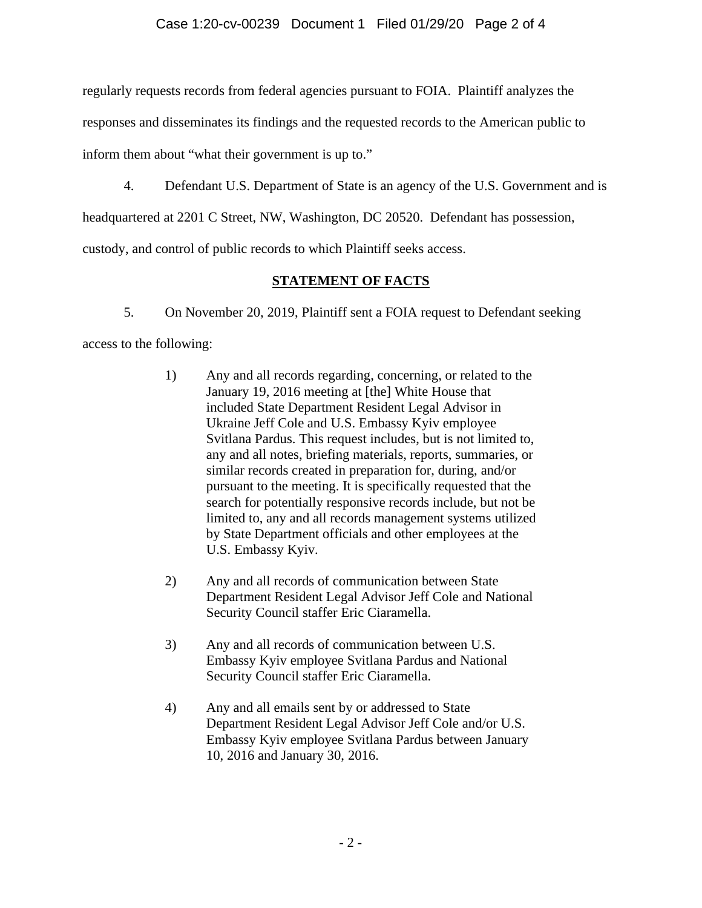regularly requests records from federal agencies pursuant to FOIA. Plaintiff analyzes the responses and disseminates its findings and the requested records to the American public to inform them about "what their government is up to."

4. Defendant U.S. Department of State is an agency of the U.S. Government and is headquartered at 2201 C Street, NW, Washington, DC 20520. Defendant has possession, custody, and control of public records to which Plaintiff seeks access.

## STATEMENT OF FACTS

5. On November 20, 2019, Plaintiff sent a FOIA request to Defendant seeking access to the following:

> 1) Any and all records regarding, concerning, or related to the January 19, 2016 meeting at [the] White House that included State Department Resident Legal Advisor in Ukraine Jeff Cole and U.S. Embassy Kyiv employee Svitlana Pardus. This request includes, but is not limited to, any and all notes, briefing materials, reports, summaries, or similar records created in preparation for, during, and/or pursuant to the meeting. It is specifically requested that the search for potentially responsive records include, but not be limited to, any and all records management systems utilized by State Department officials and other employees at the U.S. Embassy Kyiv.
>
> 2) Any and all records of communication between State Department Resident Legal Advisor Jeff Cole and National Security Council staffer Eric Ciaramella.
>
> 3) Any and all records of communication between U.S. Embassy Kyiv employee Svitlana Pardus and National Security Council staffer Eric Ciaramella.
>
> 4) Any and all emails sent by or addressed to State Department Resident Legal Advisor Jeff Cole and/or U.S. Embassy Kyiv employee Svitlana Pardus between January 10, 2016 and January 30, 2016.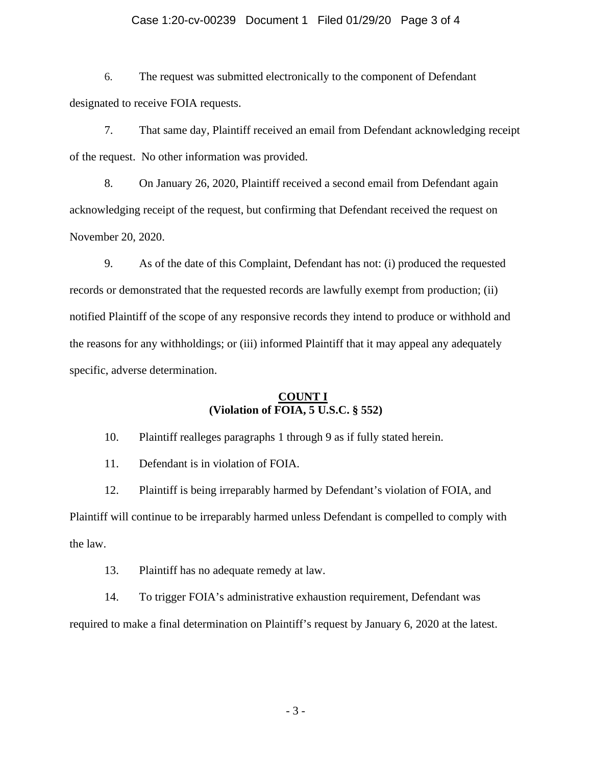6. The request was submitted electronically to the component of Defendant designated to receive FOIA requests.

7. That same day, Plaintiff received an email from Defendant acknowledging receipt of the request. No other information was provided.

8. On January 26, 2020, Plaintiff received a second email from Defendant again acknowledging receipt of the request, but confirming that Defendant received the request on November 20, 2020.

9. As of the date of this Complaint, Defendant has not: (i) produced the requested records or demonstrated that the requested records are lawfully exempt from production; (ii) notified Plaintiff of the scope of any responsive records they intend to produce or withhold and the reasons for any withholdings; or (iii) informed Plaintiff that it may appeal any adequately specific, adverse determination.

**COUNT I**
**(Violation of FOIA, 5 U.S.C. § 552)**

10. Plaintiff realleges paragraphs 1 through 9 as if fully stated herein.

11. Defendant is in violation of FOIA.

12. Plaintiff is being irreparably harmed by Defendant's violation of FOIA, and Plaintiff will continue to be irreparably harmed unless Defendant is compelled to comply with the law.

13. Plaintiff has no adequate remedy at law.

14. To trigger FOIA's administrative exhaustion requirement, Defendant was required to make a final determination on Plaintiff's request by January 6, 2020 at the latest.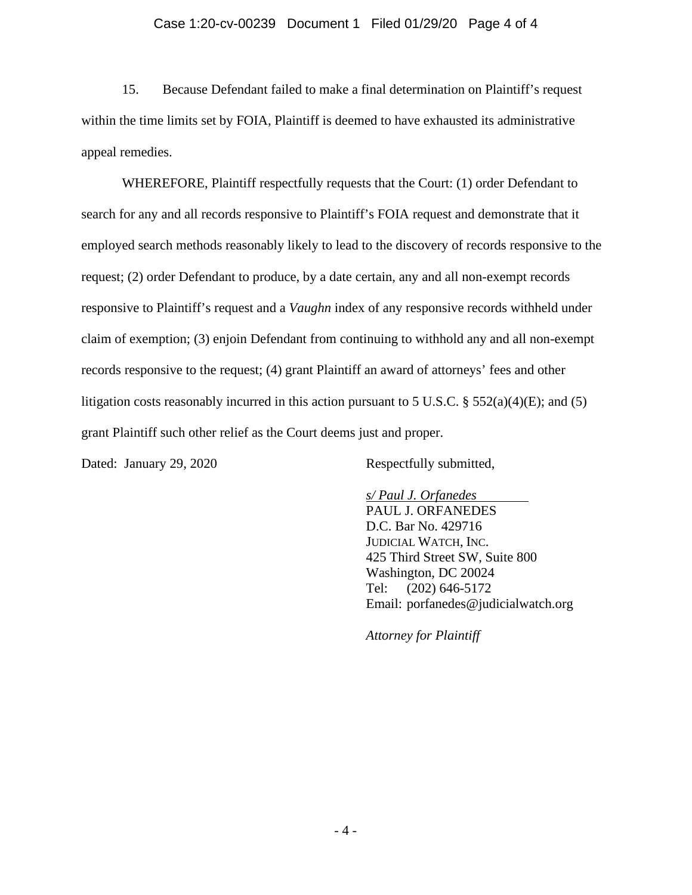15. Because Defendant failed to make a final determination on Plaintiff's request within the time limits set by FOIA, Plaintiff is deemed to have exhausted its administrative appeal remedies.

WHEREFORE, Plaintiff respectfully requests that the Court: (1) order Defendant to search for any and all records responsive to Plaintiff's FOIA request and demonstrate that it employed search methods reasonably likely to lead to the discovery of records responsive to the request; (2) order Defendant to produce, by a date certain, any and all non-exempt records responsive to Plaintiff's request and a *Vaughn* index of any responsive records withheld under claim of exemption; (3) enjoin Defendant from continuing to withhold any and all non-exempt records responsive to the request; (4) grant Plaintiff an award of attorneys' fees and other litigation costs reasonably incurred in this action pursuant to 5 U.S.C. § 552(a)(4)(E); and (5) grant Plaintiff such other relief as the Court deems just and proper.

Dated: January 29, 2020

Respectfully submitted,

*s/ Paul J. Orfanedes*
PAUL J. ORFANEDES
D.C. Bar No. 429716
JUDICIAL WATCH, INC.
425 Third Street SW, Suite 800
Washington, DC 20024
Tel: (202) 646-5172
Email: porfanedes@judicialwatch.org

*Attorney for Plaintiff*